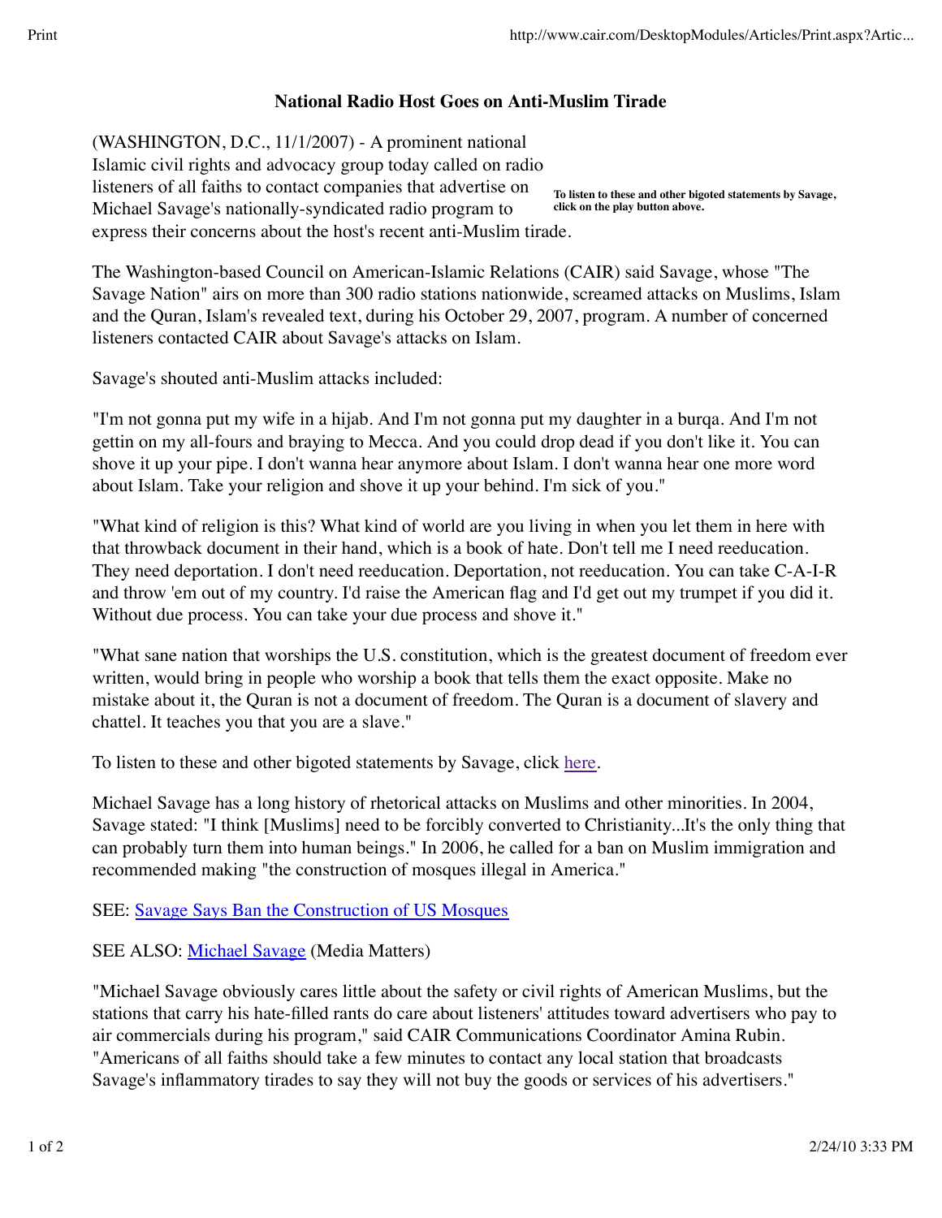# National Radio Host Goes on Anti-Muslim Tirade

(WASHINGTON, D.C., 11/1/2007) - A prominent national Islamic civil rights and advocacy group today called on radio listeners of all faiths to contact companies that advertise on Michael Savage's nationally-syndicated radio program to express their concerns about the host's recent anti-Muslim tirade.

**To listen to these and other bigoted statements by Savage, click on the play button above.**

The Washington-based Council on American-Islamic Relations (CAIR) said Savage, whose "The Savage Nation" airs on more than 300 radio stations nationwide, screamed attacks on Muslims, Islam and the Quran, Islam's revealed text, during his October 29, 2007, program. A number of concerned listeners contacted CAIR about Savage's attacks on Islam.

Savage's shouted anti-Muslim attacks included:

"I'm not gonna put my wife in a hijab. And I'm not gonna put my daughter in a burqa. And I'm not gettin on my all-fours and braying to Mecca. And you could drop dead if you don't like it. You can shove it up your pipe. I don't wanna hear anymore about Islam. I don't wanna hear one more word about Islam. Take your religion and shove it up your behind. I'm sick of you."

"What kind of religion is this? What kind of world are you living in when you let them in here with that throwback document in their hand, which is a book of hate. Don't tell me I need reeducation. They need deportation. I don't need reeducation. Deportation, not reeducation. You can take C-A-I-R and throw 'em out of my country. I'd raise the American flag and I'd get out my trumpet if you did it. Without due process. You can take your due process and shove it."

"What sane nation that worships the U.S. constitution, which is the greatest document of freedom ever written, would bring in people who worship a book that tells them the exact opposite. Make no mistake about it, the Quran is not a document of freedom. The Quran is a document of slavery and chattel. It teaches you that you are a slave."

To listen to these and other bigoted statements by Savage, click here.

Michael Savage has a long history of rhetorical attacks on Muslims and other minorities. In 2004, Savage stated: "I think [Muslims] need to be forcibly converted to Christianity...It's the only thing that can probably turn them into human beings." In 2006, he called for a ban on Muslim immigration and recommended making "the construction of mosques illegal in America."

SEE: Savage Says Ban the Construction of US Mosques

SEE ALSO: Michael Savage (Media Matters)

"Michael Savage obviously cares little about the safety or civil rights of American Muslims, but the stations that carry his hate-filled rants do care about listeners' attitudes toward advertisers who pay to air commercials during his program," said CAIR Communications Coordinator Amina Rubin. "Americans of all faiths should take a few minutes to contact any local station that broadcasts Savage's inflammatory tirades to say they will not buy the goods or services of his advertisers."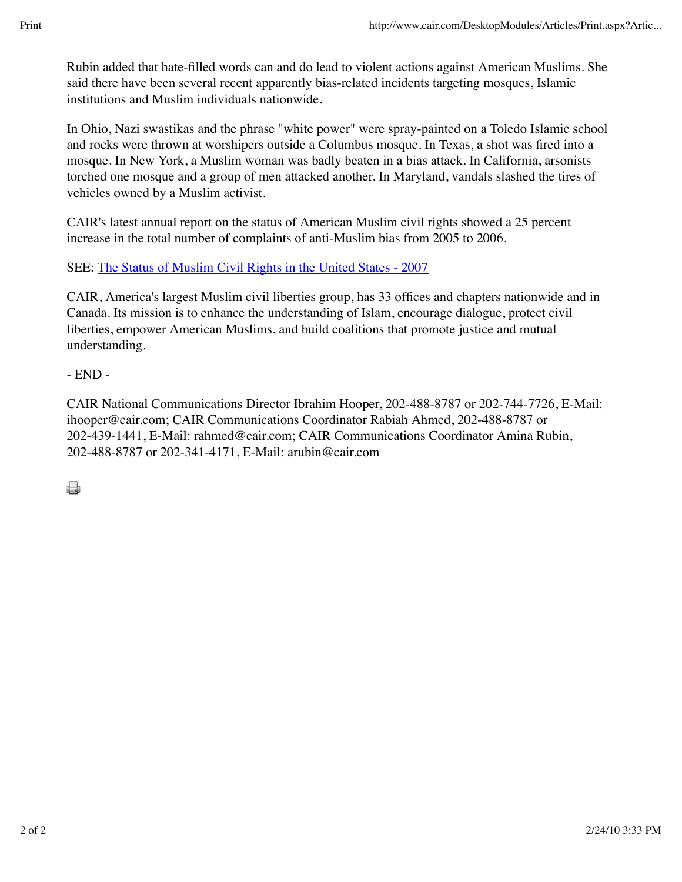Rubin added that hate-filled words can and do lead to violent actions against American Muslims. She said there have been several recent apparently bias-related incidents targeting mosques, Islamic institutions and Muslim individuals nationwide.

In Ohio, Nazi swastikas and the phrase "white power" were spray-painted on a Toledo Islamic school and rocks were thrown at worshipers outside a Columbus mosque. In Texas, a shot was fired into a mosque. In New York, a Muslim woman was badly beaten in a bias attack. In California, arsonists torched one mosque and a group of men attacked another. In Maryland, vandals slashed the tires of vehicles owned by a Muslim activist.

CAIR's latest annual report on the status of American Muslim civil rights showed a 25 percent increase in the total number of complaints of anti-Muslim bias from 2005 to 2006.

SEE: The Status of Muslim Civil Rights in the United States - 2007

CAIR, America's largest Muslim civil liberties group, has 33 offices and chapters nationwide and in Canada. Its mission is to enhance the understanding of Islam, encourage dialogue, protect civil liberties, empower American Muslims, and build coalitions that promote justice and mutual understanding.

- END -

CAIR National Communications Director Ibrahim Hooper, 202-488-8787 or 202-744-7726, E-Mail: ihooper@cair.com; CAIR Communications Coordinator Rabiah Ahmed, 202-488-8787 or 202-439-1441, E-Mail: rahmed@cair.com; CAIR Communications Coordinator Amina Rubin, 202-488-8787 or 202-341-4171, E-Mail: arubin@cair.com